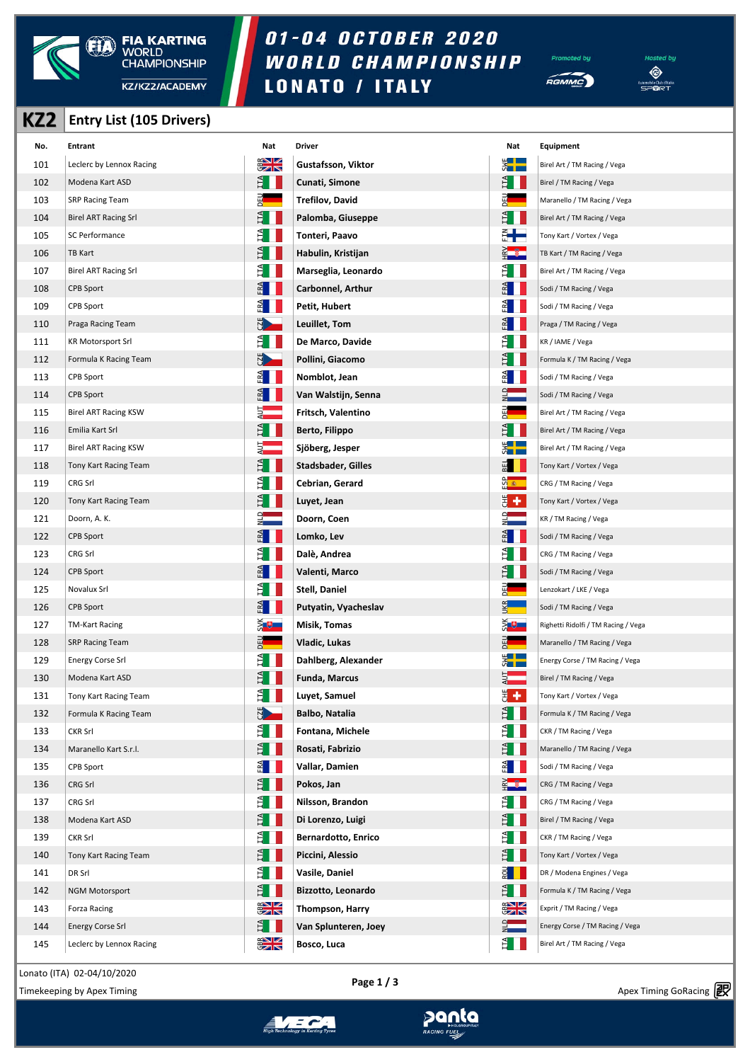# FIA KARTING WORLD CHAMPIONSHIP KZ/KZ2/ACADEMY

## 01-04 OCTOBER 2020 WORLD CHAMPIONSHIP LONATO / ITALY

Promoted by RGMMC — Hosted by Automobile Club d'Italia Sport

## KZ2 Entry List (105 Drivers)

| No. | Entrant | Nat | Driver | Nat | Equipment |
|---|---|---|---|---|---|
| 101 | Leclerc by Lennox Racing | GBR | Gustafsson, Viktor | SWE | Birel Art / TM Racing / Vega |
| 102 | Modena Kart ASD | ITA | Cunati, Simone | ITA | Birel / TM Racing / Vega |
| 103 | SRP Racing Team | DEU | Trefilov, David | DEU | Maranello / TM Racing / Vega |
| 104 | Birel ART Racing Srl | ITA | Palomba, Giuseppe | ITA | Birel Art / TM Racing / Vega |
| 105 | SC Performance | ITA | Tonteri, Paavo | FIN | Tony Kart / Vortex / Vega |
| 106 | TB Kart | ITA | Habulin, Kristijan | HRV | TB Kart / TM Racing / Vega |
| 107 | Birel ART Racing Srl | ITA | Marseglia, Leonardo | ITA | Birel Art / TM Racing / Vega |
| 108 | CPB Sport | FRA | Carbonnel, Arthur | FRA | Sodi / TM Racing / Vega |
| 109 | CPB Sport | FRA | Petit, Hubert | FRA | Sodi / TM Racing / Vega |
| 110 | Praga Racing Team | CZE | Leuillet, Tom | FRA | Praga / TM Racing / Vega |
| 111 | KR Motorsport Srl | ITA | De Marco, Davide | ITA | KR / IAME / Vega |
| 112 | Formula K Racing Team | CZE | Pollini, Giacomo | ITA | Formula K / TM Racing / Vega |
| 113 | CPB Sport | FRA | Nomblot, Jean | FRA | Sodi / TM Racing / Vega |
| 114 | CPB Sport | FRA | Van Walstijn, Senna | NLD | Sodi / TM Racing / Vega |
| 115 | Birel ART Racing KSW | AUT | Fritsch, Valentino | DEU | Birel Art / TM Racing / Vega |
| 116 | Emilia Kart Srl | ITA | Berto, Filippo | ITA | Birel Art / TM Racing / Vega |
| 117 | Birel ART Racing KSW | AUT | Sjöberg, Jesper | SWE | Birel Art / TM Racing / Vega |
| 118 | Tony Kart Racing Team | ITA | Stadsbader, Gilles | BEL | Tony Kart / Vortex / Vega |
| 119 | CRG Srl | ITA | Cebrian, Gerard | ESP | CRG / TM Racing / Vega |
| 120 | Tony Kart Racing Team | ITA | Luyet, Jean | CHE | Tony Kart / Vortex / Vega |
| 121 | Doorn, A. K. | NLD | Doorn, Coen | NLD | KR / TM Racing / Vega |
| 122 | CPB Sport | FRA | Lomko, Lev | FRA | Sodi / TM Racing / Vega |
| 123 | CRG Srl | ITA | Dalè, Andrea | ITA | CRG / TM Racing / Vega |
| 124 | CPB Sport | FRA | Valenti, Marco | ITA | Sodi / TM Racing / Vega |
| 125 | Novalux Srl | ITA | Stell, Daniel | DEU | Lenzokart / LKE / Vega |
| 126 | CPB Sport | FRA | Putyatin, Vyacheslav | UKR | Sodi / TM Racing / Vega |
| 127 | TM-Kart Racing | SVK | Misik, Tomas | SVK | Righetti Ridolfi / TM Racing / Vega |
| 128 | SRP Racing Team | DEU | Vladic, Lukas | DEU | Maranello / TM Racing / Vega |
| 129 | Energy Corse Srl | ITA | Dahlberg, Alexander | SWE | Energy Corse / TM Racing / Vega |
| 130 | Modena Kart ASD | ITA | Funda, Marcus | AUT | Birel / TM Racing / Vega |
| 131 | Tony Kart Racing Team | ITA | Luyet, Samuel | CHE | Tony Kart / Vortex / Vega |
| 132 | Formula K Racing Team | CZE | Balbo, Natalia | ITA | Formula K / TM Racing / Vega |
| 133 | CKR Srl | ITA | Fontana, Michele | ITA | CKR / TM Racing / Vega |
| 134 | Maranello Kart S.r.l. | ITA | Rosati, Fabrizio | ITA | Maranello / TM Racing / Vega |
| 135 | CPB Sport | FRA | Vallar, Damien | FRA | Sodi / TM Racing / Vega |
| 136 | CRG Srl | ITA | Pokos, Jan | HRV | CRG / TM Racing / Vega |
| 137 | CRG Srl | ITA | Nilsson, Brandon | ITA | CRG / TM Racing / Vega |
| 138 | Modena Kart ASD | ITA | Di Lorenzo, Luigi | ITA | Birel / TM Racing / Vega |
| 139 | CKR Srl | ITA | Bernardotto, Enrico | ITA | CKR / TM Racing / Vega |
| 140 | Tony Kart Racing Team | ITA | Piccini, Alessio | ITA | Tony Kart / Vortex / Vega |
| 141 | DR Srl | ITA | Vasile, Daniel | ROU | DR / Modena Engines / Vega |
| 142 | NGM Motorsport | ITA | Bizzotto, Leonardo | ITA | Formula K / TM Racing / Vega |
| 143 | Forza Racing | GBR | Thompson, Harry | GBR | Exprit / TM Racing / Vega |
| 144 | Energy Corse Srl | ITA | Van Splunteren, Joey | NLD | Energy Corse / TM Racing / Vega |
| 145 | Leclerc by Lennox Racing | GBR | Bosco, Luca | ITA | Birel Art / TM Racing / Vega |

Lonato (ITA) 02-04/10/2020

Timekeeping by Apex Timing

Apex Timing GoRacing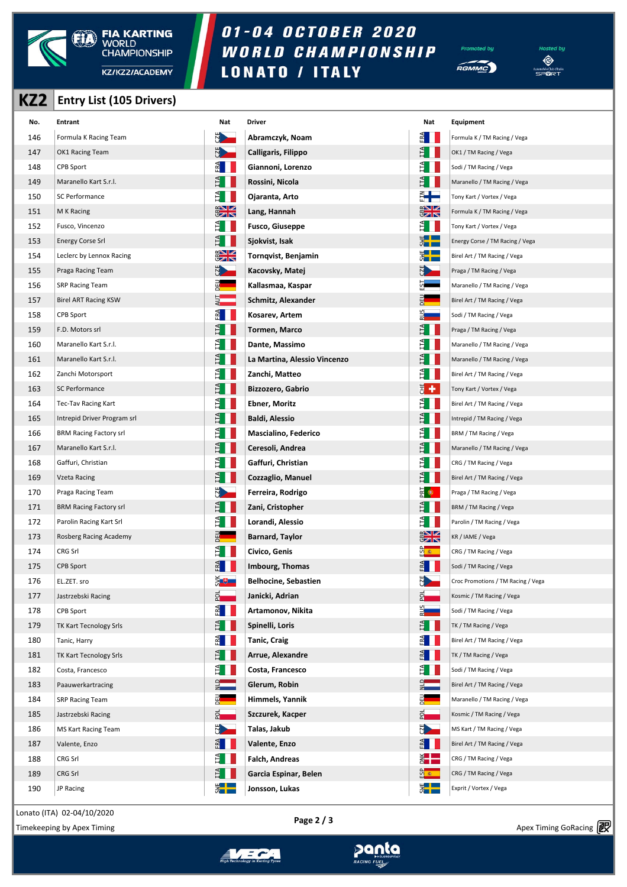# FIA KARTING WORLD CHAMPIONSHIP KZ/KZ2/ACADEMY

## 01-04 OCTOBER 2020 WORLD CHAMPIONSHIP LONATO / ITALY

Promoted by RGMMC — Hosted by ACI Sport

## KZ2 Entry List (105 Drivers)

| No. | Entrant | Nat | Driver | Nat | Equipment |
|---|---|---|---|---|---|
| 146 | Formula K Racing Team | CZE | Abramczyk, Noam | FRA | Formula K / TM Racing / Vega |
| 147 | OK1 Racing Team | CZE | Calligaris, Filippo | ITA | OK1 / TM Racing / Vega |
| 148 | CPB Sport | FRA | Giannoni, Lorenzo | ITA | Sodi / TM Racing / Vega |
| 149 | Maranello Kart S.r.l. | ITA | Rossini, Nicola | ITA | Maranello / TM Racing / Vega |
| 150 | SC Performance | ITA | Ojaranta, Arto | FIN | Tony Kart / Vortex / Vega |
| 151 | M K Racing | GBR | Lang, Hannah | GBR | Formula K / TM Racing / Vega |
| 152 | Fusco, Vincenzo | ITA | Fusco, Giuseppe | ITA | Tony Kart / Vortex / Vega |
| 153 | Energy Corse Srl | ITA | Sjokvist, Isak | SWE | Energy Corse / TM Racing / Vega |
| 154 | Leclerc by Lennox Racing | GBR | Tornqvist, Benjamin | SWE | Birel Art / TM Racing / Vega |
| 155 | Praga Racing Team | CZE | Kacovsky, Matej | CZE | Praga / TM Racing / Vega |
| 156 | SRP Racing Team | DEU | Kallasmaa, Kaspar | EST | Maranello / TM Racing / Vega |
| 157 | Birel ART Racing KSW | AUT | Schmitz, Alexander | DEU | Birel Art / TM Racing / Vega |
| 158 | CPB Sport | FRA | Kosarev, Artem | RUS | Sodi / TM Racing / Vega |
| 159 | F.D. Motors srl | ITA | Tormen, Marco | ITA | Praga / TM Racing / Vega |
| 160 | Maranello Kart S.r.l. | ITA | Dante, Massimo | ITA | Maranello / TM Racing / Vega |
| 161 | Maranello Kart S.r.l. | ITA | La Martina, Alessio Vincenzo | ITA | Maranello / TM Racing / Vega |
| 162 | Zanchi Motorsport | ITA | Zanchi, Matteo | ITA | Birel Art / TM Racing / Vega |
| 163 | SC Performance | ITA | Bizzozero, Gabrio | CHE | Tony Kart / Vortex / Vega |
| 164 | Tec-Tav Racing Kart | ITA | Ebner, Moritz | ITA | Birel Art / TM Racing / Vega |
| 165 | Intrepid Driver Program srl | ITA | Baldi, Alessio | ITA | Intrepid / TM Racing / Vega |
| 166 | BRM Racing Factory srl | ITA | Mascialino, Federico | ITA | BRM / TM Racing / Vega |
| 167 | Maranello Kart S.r.l. | ITA | Ceresoli, Andrea | ITA | Maranello / TM Racing / Vega |
| 168 | Gaffuri, Christian | ITA | Gaffuri, Christian | ITA | CRG / TM Racing / Vega |
| 169 | Vzeta Racing | ITA | Cozzaglio, Manuel | ITA | Birel Art / TM Racing / Vega |
| 170 | Praga Racing Team | CZE | Ferreira, Rodrigo | PRT | Praga / TM Racing / Vega |
| 171 | BRM Racing Factory srl | ITA | Zani, Cristopher | ITA | BRM / TM Racing / Vega |
| 172 | Parolin Racing Kart Srl | ITA | Lorandi, Alessio | ITA | Parolin / TM Racing / Vega |
| 173 | Rosberg Racing Academy | DEU | Barnard, Taylor | GBR | KR / IAME / Vega |
| 174 | CRG Srl | ITA | Civico, Genis | ESP | CRG / TM Racing / Vega |
| 175 | CPB Sport | FRA | Imbourg, Thomas | FRA | Sodi / TM Racing / Vega |
| 176 | EL.ZET. sro | SVK | Belhocine, Sebastien | CZE | Croc Promotions / TM Racing / Vega |
| 177 | Jastrzebski Racing | POL | Janicki, Adrian | POL | Kosmic / TM Racing / Vega |
| 178 | CPB Sport | FRA | Artamonov, Nikita | RUS | Sodi / TM Racing / Vega |
| 179 | TK Kart Tecnology Srls | ITA | Spinelli, Loris | ITA | TK / TM Racing / Vega |
| 180 | Tanic, Harry | FRA | Tanic, Craig | FRA | Birel Art / TM Racing / Vega |
| 181 | TK Kart Tecnology Srls | ITA | Arrue, Alexandre | FRA | TK / TM Racing / Vega |
| 182 | Costa, Francesco | ITA | Costa, Francesco | ITA | Sodi / TM Racing / Vega |
| 183 | Paauwerkartracing | NLD | Glerum, Robin | NLD | Birel Art / TM Racing / Vega |
| 184 | SRP Racing Team | DEU | Himmels, Yannik | DEU | Maranello / TM Racing / Vega |
| 185 | Jastrzebski Racing | POL | Szczurek, Kacper | POL | Kosmic / TM Racing / Vega |
| 186 | MS Kart Racing Team | CZE | Talas, Jakub | CZE | MS Kart / TM Racing / Vega |
| 187 | Valente, Enzo | FRA | Valente, Enzo | FRA | Birel Art / TM Racing / Vega |
| 188 | CRG Srl | ITA | Falch, Andreas | DNK | CRG / TM Racing / Vega |
| 189 | CRG Srl | ITA | Garcia Espinar, Belen | ESP | CRG / TM Racing / Vega |
| 190 | JP Racing | SWE | Jonsson, Lukas | SWE | Exprit / Vortex / Vega |

Lonato (ITA) 02-04/10/2020

Timekeeping by Apex Timing — Apex Timing GoRacing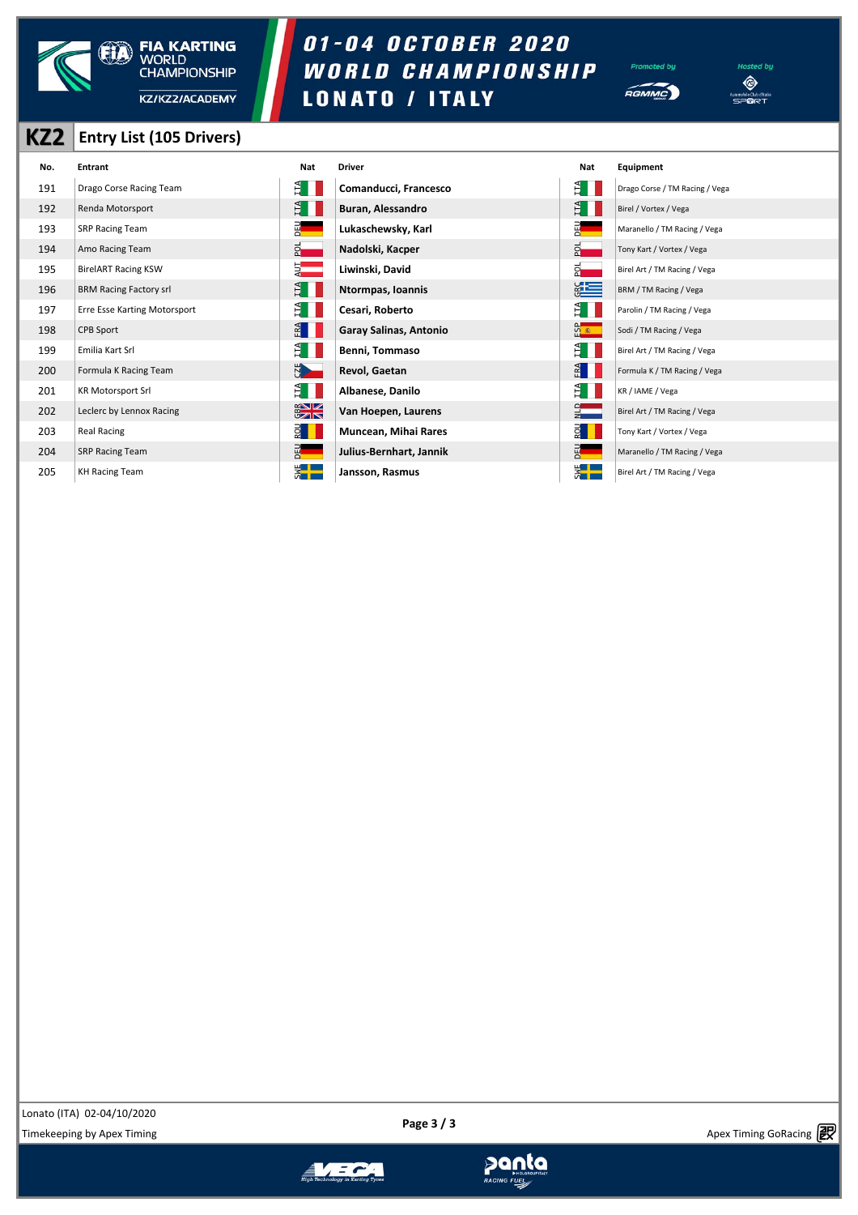FIA KARTING WORLD CHAMPIONSHIP
KZ/KZ2/ACADEMY

# 01-04 OCTOBER 2020 WORLD CHAMPIONSHIP LONATO / ITALY

Promoted by RGMMC

Hosted by ACI Sport

## KZ2 Entry List (105 Drivers)

| No. | Entrant | Nat | Driver | Nat | Equipment |
|---|---|---|---|---|---|
| 191 | Drago Corse Racing Team | ITA | **Comanducci, Francesco** | ITA | Drago Corse / TM Racing / Vega |
| 192 | Renda Motorsport | ITA | **Buran, Alessandro** | ITA | Birel / Vortex / Vega |
| 193 | SRP Racing Team | DEU | **Lukaschewsky, Karl** | DEU | Maranello / TM Racing / Vega |
| 194 | Amo Racing Team | POL | **Nadolski, Kacper** | POL | Tony Kart / Vortex / Vega |
| 195 | BirelART Racing KSW | AUT | **Liwinski, David** | POL | Birel Art / TM Racing / Vega |
| 196 | BRM Racing Factory srl | ITA | **Ntormpas, Ioannis** | GRC | BRM / TM Racing / Vega |
| 197 | Erre Esse Karting Motorsport | ITA | **Cesari, Roberto** | ITA | Parolin / TM Racing / Vega |
| 198 | CPB Sport | FRA | **Garay Salinas, Antonio** | ESP | Sodi / TM Racing / Vega |
| 199 | Emilia Kart Srl | ITA | **Benni, Tommaso** | ITA | Birel Art / TM Racing / Vega |
| 200 | Formula K Racing Team | CZE | **Revol, Gaetan** | FRA | Formula K / TM Racing / Vega |
| 201 | KR Motorsport Srl | ITA | **Albanese, Danilo** | ITA | KR / IAME / Vega |
| 202 | Leclerc by Lennox Racing | GBR | **Van Hoepen, Laurens** | NLD | Birel Art / TM Racing / Vega |
| 203 | Real Racing | ROU | **Muncean, Mihai Rares** | ROU | Tony Kart / Vortex / Vega |
| 204 | SRP Racing Team | DEU | **Julius-Bernhart, Jannik** | DEU | Maranello / TM Racing / Vega |
| 205 | KH Racing Team | SWE | **Jansson, Rasmus** | SWE | Birel Art / TM Racing / Vega |

Lonato (ITA) 02-04/10/2020

Timekeeping by Apex Timing

Apex Timing GoRacing